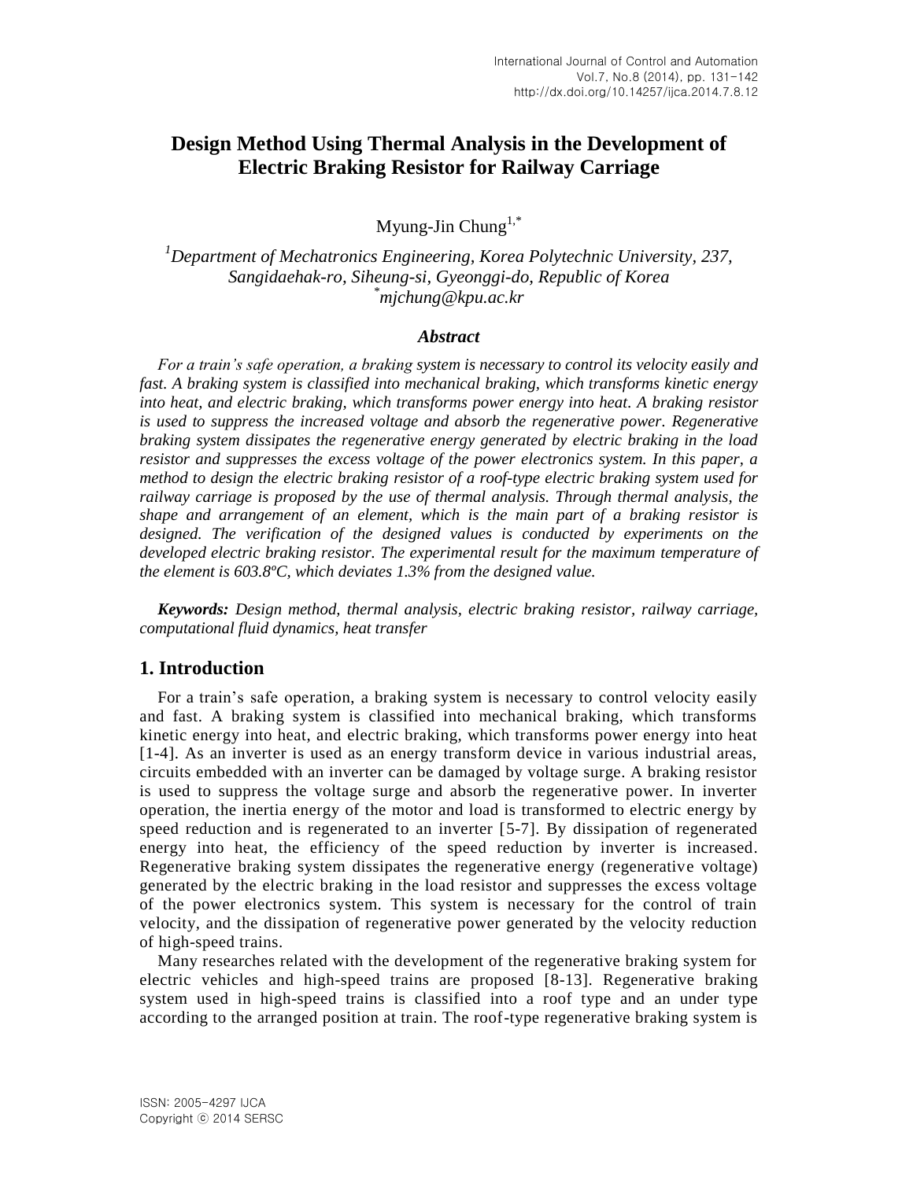# Design Method Using Thermal Analysis in the Development of Electric Braking Resistor for Railway Carriage

Myung-Jin Chung[1,*]

[1]*Department of Mechatronics Engineering, Korea Polytechnic University, 237, Sangidaehak-ro, Siheung-si, Gyeonggi-do, Republic of Korea*
[*]*mjchung@kpu.ac.kr*

### *Abstract*

*For a train's safe operation, a braking system is necessary to control its velocity easily and fast. A braking system is classified into mechanical braking, which transforms kinetic energy into heat, and electric braking, which transforms power energy into heat. A braking resistor is used to suppress the increased voltage and absorb the regenerative power. Regenerative braking system dissipates the regenerative energy generated by electric braking in the load resistor and suppresses the excess voltage of the power electronics system. In this paper, a method to design the electric braking resistor of a roof-type electric braking system used for railway carriage is proposed by the use of thermal analysis. Through thermal analysis, the shape and arrangement of an element, which is the main part of a braking resistor is designed. The verification of the designed values is conducted by experiments on the developed electric braking resistor. The experimental result for the maximum temperature of the element is 603.8ºC, which deviates 1.3% from the designed value.*

***Keywords:*** *Design method, thermal analysis, electric braking resistor, railway carriage, computational fluid dynamics, heat transfer*

## 1. Introduction

For a train's safe operation, a braking system is necessary to control velocity easily and fast. A braking system is classified into mechanical braking, which transforms kinetic energy into heat, and electric braking, which transforms power energy into heat [1-4]. As an inverter is used as an energy transform device in various industrial areas, circuits embedded with an inverter can be damaged by voltage surge. A braking resistor is used to suppress the voltage surge and absorb the regenerative power. In inverter operation, the inertia energy of the motor and load is transformed to electric energy by speed reduction and is regenerated to an inverter [5-7]. By dissipation of regenerated energy into heat, the efficiency of the speed reduction by inverter is increased. Regenerative braking system dissipates the regenerative energy (regenerative voltage) generated by the electric braking in the load resistor and suppresses the excess voltage of the power electronics system. This system is necessary for the control of train velocity, and the dissipation of regenerative power generated by the velocity reduction of high-speed trains.

Many researches related with the development of the regenerative braking system for electric vehicles and high-speed trains are proposed [8-13]. Regenerative braking system used in high-speed trains is classified into a roof type and an under type according to the arranged position at train. The roof-type regenerative braking system is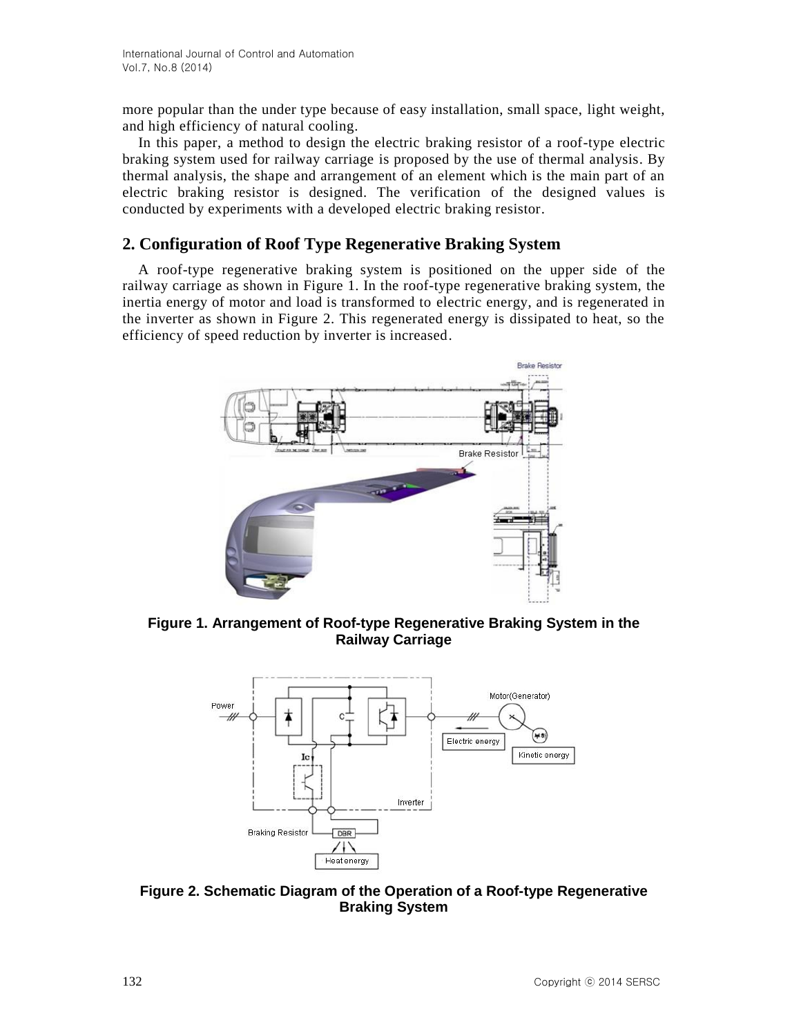more popular than the under type because of easy installation, small space, light weight, and high efficiency of natural cooling.

In this paper, a method to design the electric braking resistor of a roof-type electric braking system used for railway carriage is proposed by the use of thermal analysis. By thermal analysis, the shape and arrangement of an element which is the main part of an electric braking resistor is designed. The verification of the designed values is conducted by experiments with a developed electric braking resistor.

## 2. Configuration of Roof Type Regenerative Braking System

A roof-type regenerative braking system is positioned on the upper side of the railway carriage as shown in Figure 1. In the roof-type regenerative braking system, the inertia energy of motor and load is transformed to electric energy, and is regenerated in the inverter as shown in Figure 2. This regenerated energy is dissipated to heat, so the efficiency of speed reduction by inverter is increased.

**Figure 1. Arrangement of Roof-type Regenerative Braking System in the Railway Carriage**

**Figure 2. Schematic Diagram of the Operation of a Roof-type Regenerative Braking System**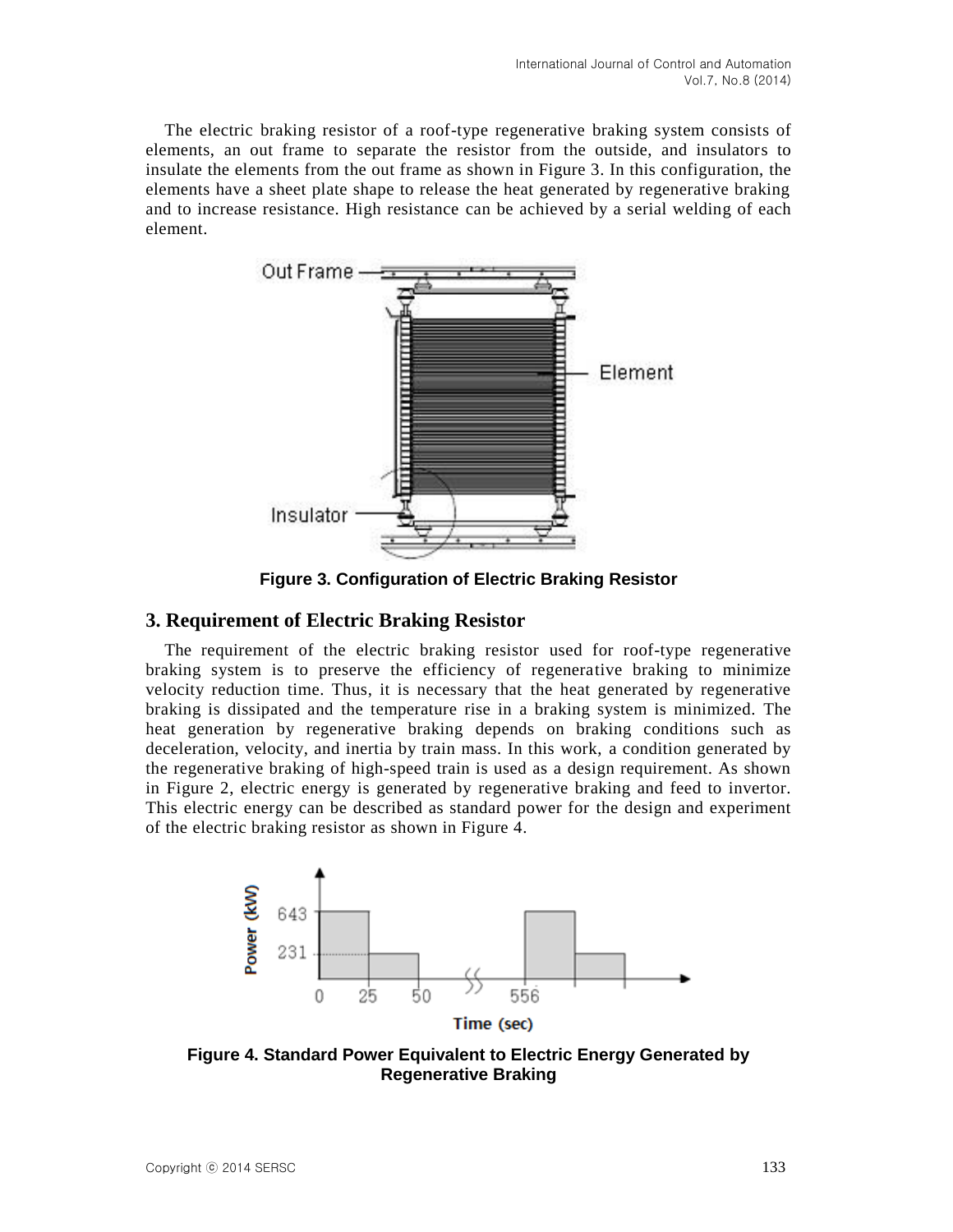The electric braking resistor of a roof-type regenerative braking system consists of elements, an out frame to separate the resistor from the outside, and insulators to insulate the elements from the out frame as shown in Figure 3. In this configuration, the elements have a sheet plate shape to release the heat generated by regenerative braking and to increase resistance. High resistance can be achieved by a serial welding of each element.

**Figure 3. Configuration of Electric Braking Resistor**

## 3. Requirement of Electric Braking Resistor

The requirement of the electric braking resistor used for roof-type regenerative braking system is to preserve the efficiency of regenerative braking to minimize velocity reduction time. Thus, it is necessary that the heat generated by regenerative braking is dissipated and the temperature rise in a braking system is minimized. The heat generation by regenerative braking depends on braking conditions such as deceleration, velocity, and inertia by train mass. In this work, a condition generated by the regenerative braking of high-speed train is used as a design requirement. As shown in Figure 2, electric energy is generated by regenerative braking and feed to invertor. This electric energy can be described as standard power for the design and experiment of the electric braking resistor as shown in Figure 4.

**Figure 4. Standard Power Equivalent to Electric Energy Generated by Regenerative Braking**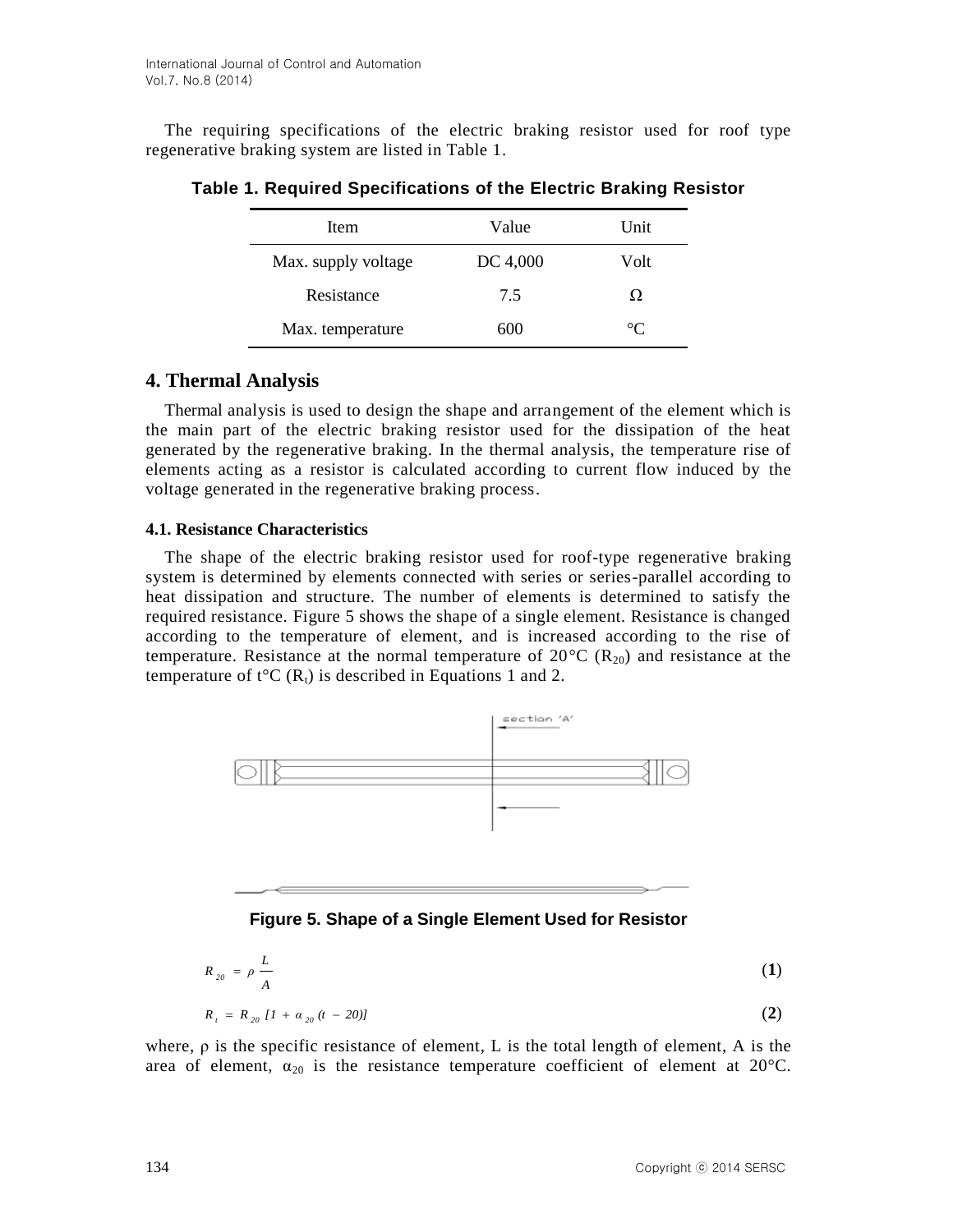The requiring specifications of the electric braking resistor used for roof type regenerative braking system are listed in Table 1.

**Table 1. Required Specifications of the Electric Braking Resistor**

| Item | Value | Unit |
|---|---|---|
| Max. supply voltage | DC 4,000 | Volt |
| Resistance | 7.5 | Ω |
| Max. temperature | 600 | °C |

## 4. Thermal Analysis

Thermal analysis is used to design the shape and arrangement of the element which is the main part of the electric braking resistor used for the dissipation of the heat generated by the regenerative braking. In the thermal analysis, the temperature rise of elements acting as a resistor is calculated according to current flow induced by the voltage generated in the regenerative braking process.

### 4.1. Resistance Characteristics

The shape of the electric braking resistor used for roof-type regenerative braking system is determined by elements connected with series or series-parallel according to heat dissipation and structure. The number of elements is determined to satisfy the required resistance. Figure 5 shows the shape of a single element. Resistance is changed according to the temperature of element, and is increased according to the rise of temperature. Resistance at the normal temperature of 20°C ($R_{20}$) and resistance at the temperature of t°C ($R_t$) is described in Equations 1 and 2.

**Figure 5. Shape of a Single Element Used for Resistor**

$$R_{20} = \rho \frac{L}{A} \tag{1}$$

$$R_t = R_{20} [1 + \alpha_{20} (t - 20)] \tag{2}$$

where, $\rho$ is the specific resistance of element, L is the total length of element, A is the area of element, $\alpha_{20}$ is the resistance temperature coefficient of element at 20°C.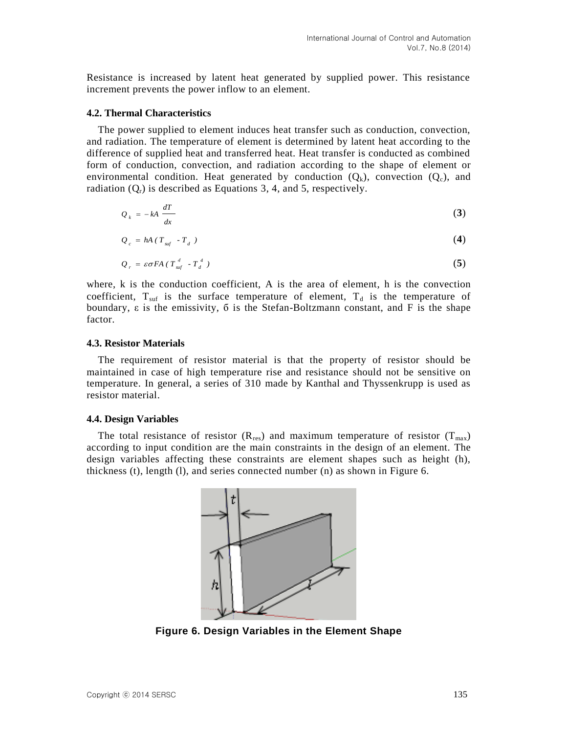Resistance is increased by latent heat generated by supplied power. This resistance increment prevents the power inflow to an element.

### 4.2. Thermal Characteristics

The power supplied to element induces heat transfer such as conduction, convection, and radiation. The temperature of element is determined by latent heat according to the difference of supplied heat and transferred heat. Heat transfer is conducted as combined form of conduction, convection, and radiation according to the shape of element or environmental condition. Heat generated by conduction ($Q_k$), convection ($Q_c$), and radiation ($Q_r$) is described as Equations 3, 4, and 5, respectively.

$$Q_k = -kA\frac{dT}{dx} \tag{3}$$

$$Q_c = hA(T_{suf} - T_d) \tag{4}$$

$$Q_r = \varepsilon\sigma FA(T_{suf}^4 - T_d^4) \tag{5}$$

where, k is the conduction coefficient, A is the area of element, h is the convection coefficient, $T_{suf}$ is the surface temperature of element, $T_d$ is the temperature of boundary, ε is the emissivity, б is the Stefan-Boltzmann constant, and F is the shape factor.

### 4.3. Resistor Materials

The requirement of resistor material is that the property of resistor should be maintained in case of high temperature rise and resistance should not be sensitive on temperature. In general, a series of 310 made by Kanthal and Thyssenkrupp is used as resistor material.

### 4.4. Design Variables

The total resistance of resistor ($R_{res}$) and maximum temperature of resistor ($T_{max}$) according to input condition are the main constraints in the design of an element. The design variables affecting these constraints are element shapes such as height (h), thickness (t), length (l), and series connected number (n) as shown in Figure 6.

**Figure 6. Design Variables in the Element Shape**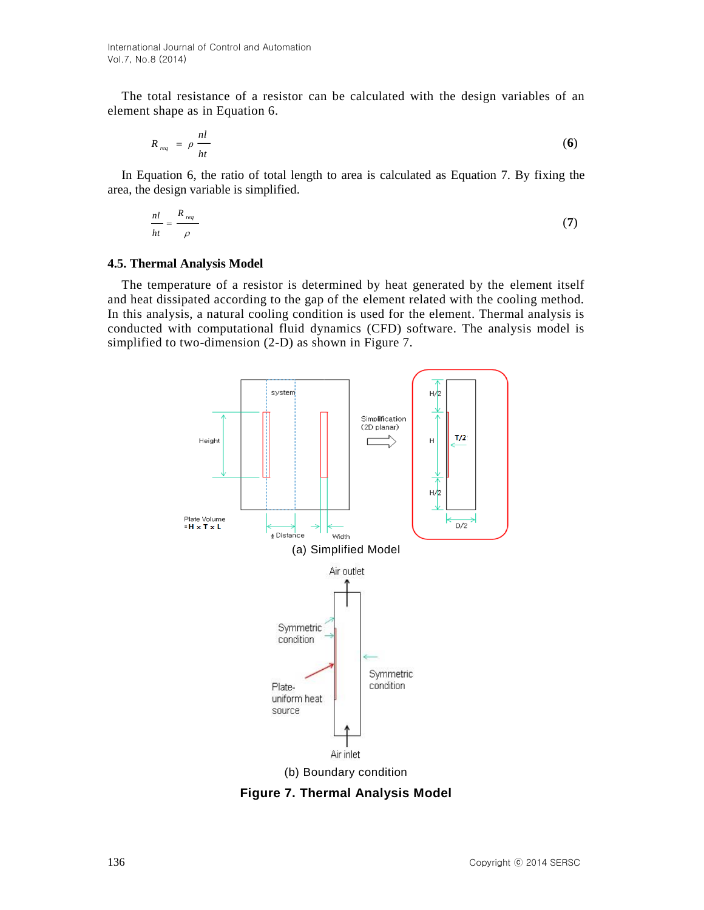The total resistance of a resistor can be calculated with the design variables of an element shape as in Equation 6.

$$R_{req} = \rho \frac{nl}{ht} \quad (6)$$

In Equation 6, the ratio of total length to area is calculated as Equation 7. By fixing the area, the design variable is simplified.

$$\frac{nl}{ht} = \frac{R_{req}}{\rho} \quad (7)$$

### 4.5. Thermal Analysis Model

The temperature of a resistor is determined by heat generated by the element itself and heat dissipated according to the gap of the element related with the cooling method. In this analysis, a natural cooling condition is used for the element. Thermal analysis is conducted with computational fluid dynamics (CFD) software. The analysis model is simplified to two-dimension (2-D) as shown in Figure 7.

(a) Simplified Model

(b) Boundary condition

**Figure 7. Thermal Analysis Model**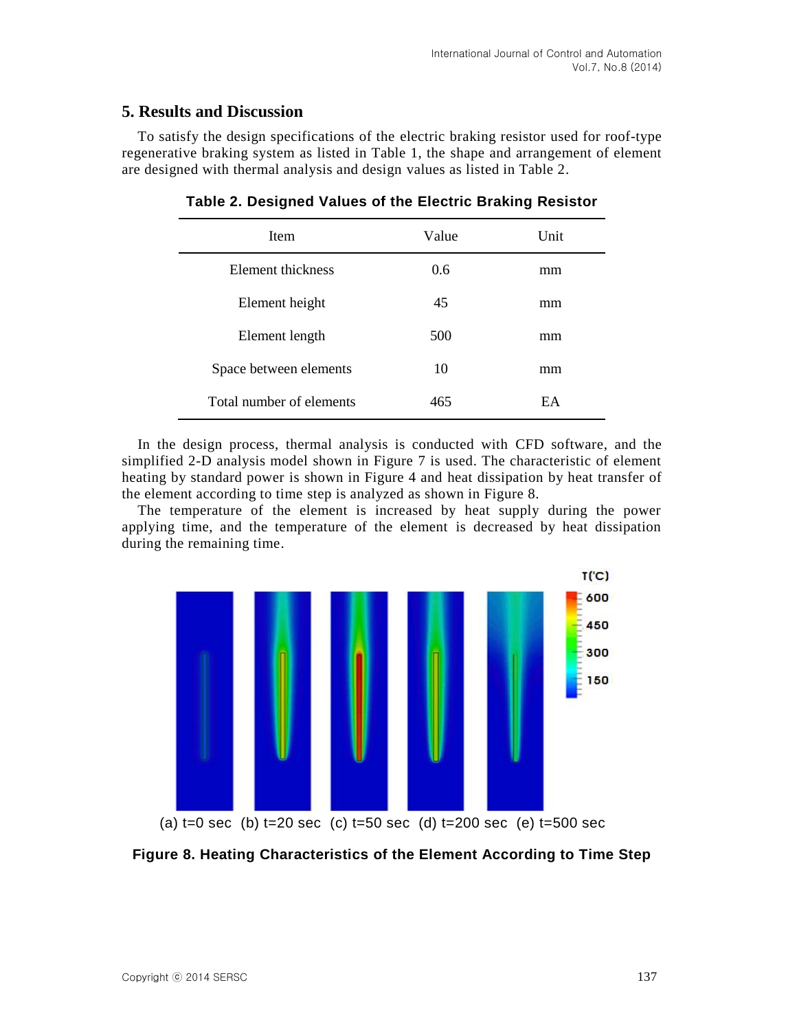## 5. Results and Discussion

To satisfy the design specifications of the electric braking resistor used for roof-type regenerative braking system as listed in Table 1, the shape and arrangement of element are designed with thermal analysis and design values as listed in Table 2.

**Table 2. Designed Values of the Electric Braking Resistor**

| Item | Value | Unit |
|---|---|---|
| Element thickness | 0.6 | mm |
| Element height | 45 | mm |
| Element length | 500 | mm |
| Space between elements | 10 | mm |
| Total number of elements | 465 | EA |

In the design process, thermal analysis is conducted with CFD software, and the simplified 2-D analysis model shown in Figure 7 is used. The characteristic of element heating by standard power is shown in Figure 4 and heat dissipation by heat transfer of the element according to time step is analyzed as shown in Figure 8.

The temperature of the element is increased by heat supply during the power applying time, and the temperature of the element is decreased by heat dissipation during the remaining time.

(a) t=0 sec (b) t=20 sec (c) t=50 sec (d) t=200 sec (e) t=500 sec

**Figure 8. Heating Characteristics of the Element According to Time Step**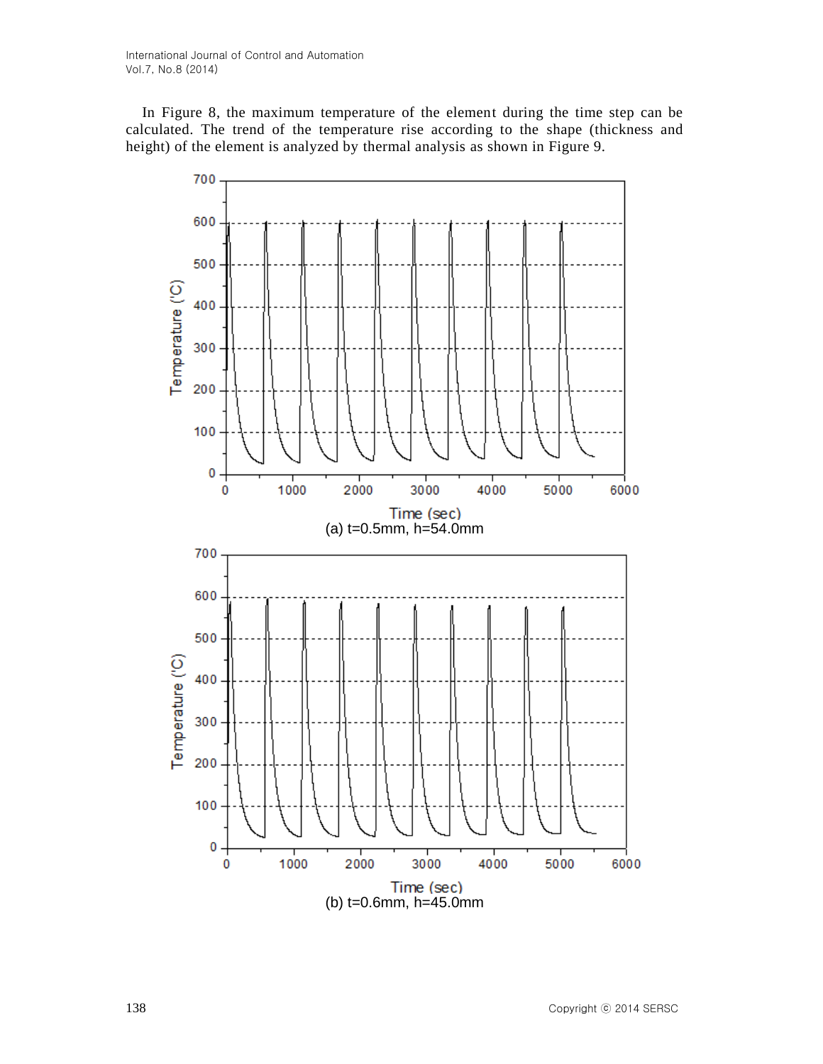In Figure 8, the maximum temperature of the element during the time step can be calculated. The trend of the temperature rise according to the shape (thickness and height) of the element is analyzed by thermal analysis as shown in Figure 9.

(a) t=0.5mm, h=54.0mm

(b) t=0.6mm, h=45.0mm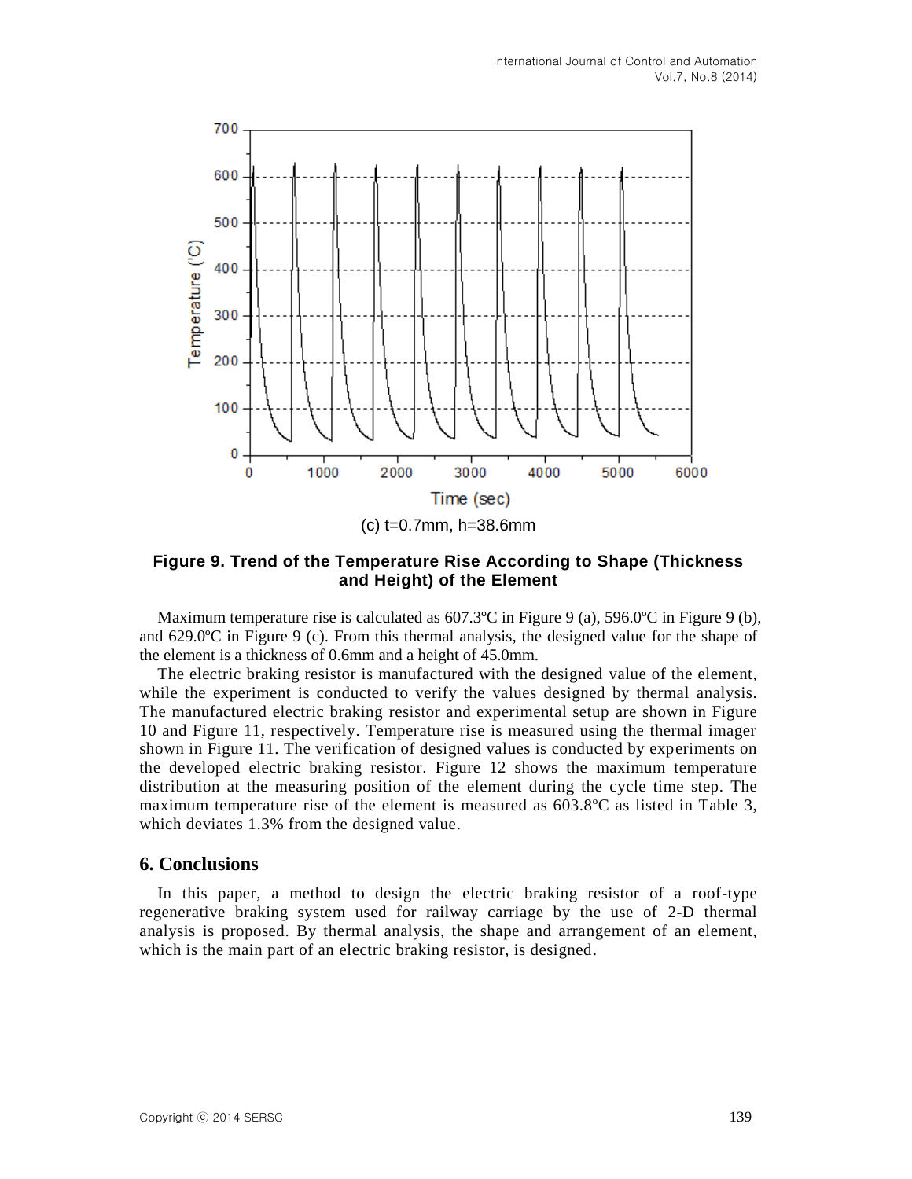(c) t=0.7mm, h=38.6mm

**Figure 9. Trend of the Temperature Rise According to Shape (Thickness and Height) of the Element**

Maximum temperature rise is calculated as 607.3ºC in Figure 9 (a), 596.0ºC in Figure 9 (b), and 629.0ºC in Figure 9 (c). From this thermal analysis, the designed value for the shape of the element is a thickness of 0.6mm and a height of 45.0mm.

The electric braking resistor is manufactured with the designed value of the element, while the experiment is conducted to verify the values designed by thermal analysis. The manufactured electric braking resistor and experimental setup are shown in Figure 10 and Figure 11, respectively. Temperature rise is measured using the thermal imager shown in Figure 11. The verification of designed values is conducted by experiments on the developed electric braking resistor. Figure 12 shows the maximum temperature distribution at the measuring position of the element during the cycle time step. The maximum temperature rise of the element is measured as 603.8ºC as listed in Table 3, which deviates 1.3% from the designed value.

## 6. Conclusions

In this paper, a method to design the electric braking resistor of a roof-type regenerative braking system used for railway carriage by the use of 2-D thermal analysis is proposed. By thermal analysis, the shape and arrangement of an element, which is the main part of an electric braking resistor, is designed.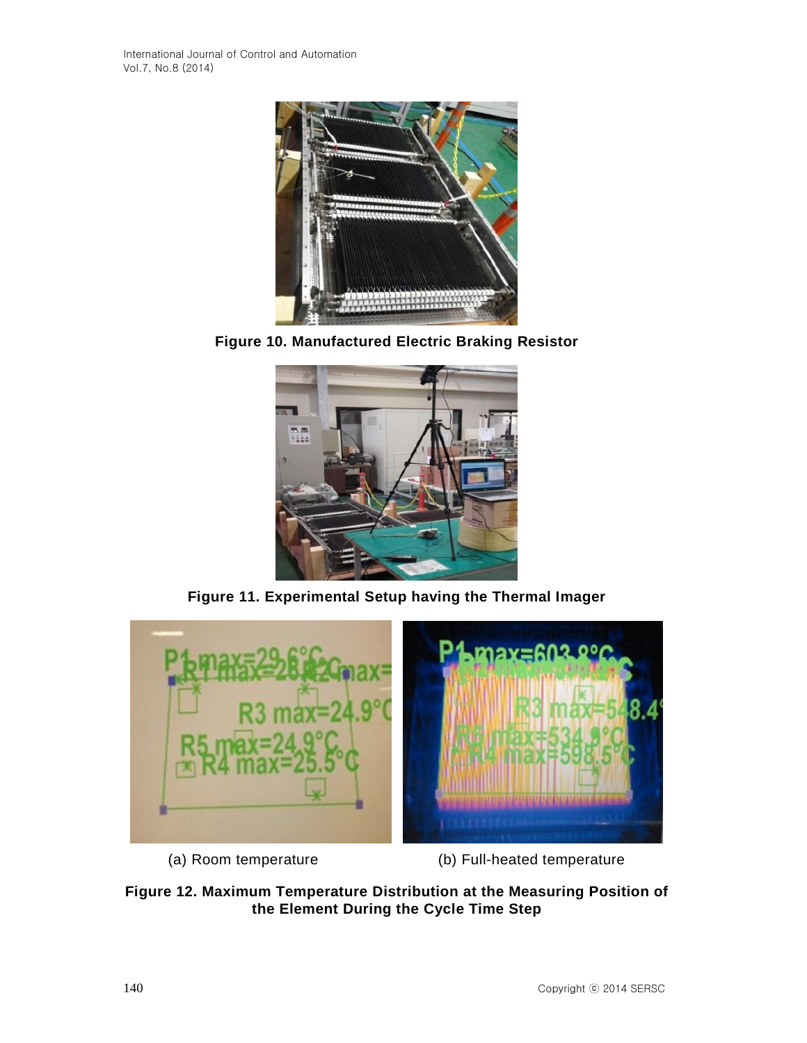Figure 10. Manufactured Electric Braking Resistor

Figure 11. Experimental Setup having the Thermal Imager

(a) Room temperature

(b) Full-heated temperature

**Figure 12. Maximum Temperature Distribution at the Measuring Position of the Element During the Cycle Time Step**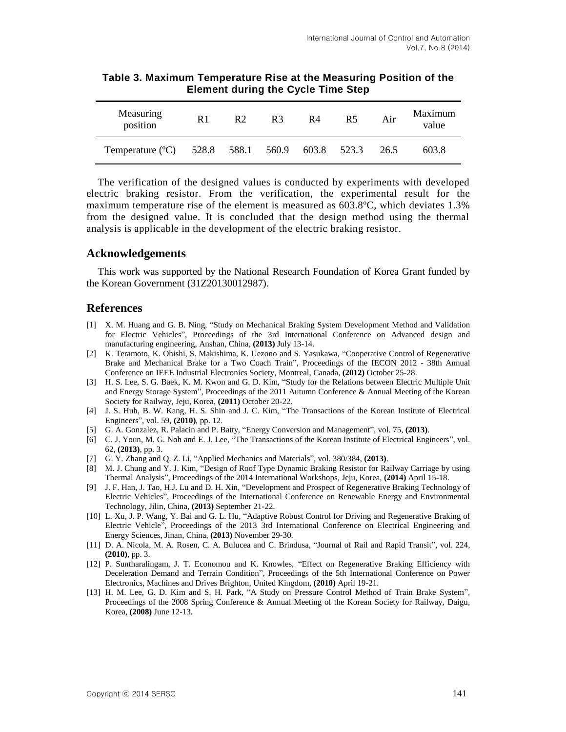**Table 3. Maximum Temperature Rise at the Measuring Position of the Element during the Cycle Time Step**

| Measuring position | R1 | R2 | R3 | R4 | R5 | Air | Maximum value |
|---|---|---|---|---|---|---|---|
| Temperature (ºC) | 528.8 | 588.1 | 560.9 | 603.8 | 523.3 | 26.5 | 603.8 |

The verification of the designed values is conducted by experiments with developed electric braking resistor. From the verification, the experimental result for the maximum temperature rise of the element is measured as 603.8ºC, which deviates 1.3% from the designed value. It is concluded that the design method using the thermal analysis is applicable in the development of the electric braking resistor.

## Acknowledgements

This work was supported by the National Research Foundation of Korea Grant funded by the Korean Government (31Z20130012987).

## References

[1] X. M. Huang and G. B. Ning, "Study on Mechanical Braking System Development Method and Validation for Electric Vehicles", Proceedings of the 3rd International Conference on Advanced design and manufacturing engineering, Anshan, China, **(2013)** July 13-14.

[2] K. Teramoto, K. Ohishi, S. Makishima, K. Uezono and S. Yasukawa, "Cooperative Control of Regenerative Brake and Mechanical Brake for a Two Coach Train", Proceedings of the IECON 2012 - 38th Annual Conference on IEEE Industrial Electronics Society, Montreal, Canada, **(2012)** October 25-28.

[3] H. S. Lee, S. G. Baek, K. M. Kwon and G. D. Kim, "Study for the Relations between Electric Multiple Unit and Energy Storage System", Proceedings of the 2011 Autumn Conference & Annual Meeting of the Korean Society for Railway, Jeju, Korea, **(2011)** October 20-22.

[4] J. S. Huh, B. W. Kang, H. S. Shin and J. C. Kim, "The Transactions of the Korean Institute of Electrical Engineers", vol. 59, **(2010)**, pp. 12.

[5] G. A. Gonzalez, R. Palacin and P. Batty, "Energy Conversion and Management", vol. 75, **(2013)**.

[6] C. J. Youn, M. G. Noh and E. J. Lee, "The Transactions of the Korean Institute of Electrical Engineers", vol. 62, **(2013)**, pp. 3.

[7] G. Y. Zhang and Q. Z. Li, "Applied Mechanics and Materials", vol. 380/384, **(2013)**.

[8] M. J. Chung and Y. J. Kim, "Design of Roof Type Dynamic Braking Resistor for Railway Carriage by using Thermal Analysis", Proceedings of the 2014 International Workshops, Jeju, Korea, **(2014)** April 15-18.

[9] J. F. Han, J. Tao, H.J. Lu and D. H. Xin, "Development and Prospect of Regenerative Braking Technology of Electric Vehicles", Proceedings of the International Conference on Renewable Energy and Environmental Technology, Jilin, China, **(2013)** September 21-22.

[10] L. Xu, J. P. Wang, Y. Bai and G. L. Hu, "Adaptive Robust Control for Driving and Regenerative Braking of Electric Vehicle", Proceedings of the 2013 3rd International Conference on Electrical Engineering and Energy Sciences, Jinan, China, **(2013)** November 29-30.

[11] D. A. Nicola, M. A. Rosen, C. A. Bulucea and C. Brindusa, "Journal of Rail and Rapid Transit", vol. 224, **(2010)**, pp. 3.

[12] P. Suntharalingam, J. T. Economou and K. Knowles, "Effect on Regenerative Braking Efficiency with Deceleration Demand and Terrain Condition", Proceedings of the 5th International Conference on Power Electronics, Machines and Drives Brighton, United Kingdom, **(2010)** April 19-21.

[13] H. M. Lee, G. D. Kim and S. H. Park, "A Study on Pressure Control Method of Train Brake System", Proceedings of the 2008 Spring Conference & Annual Meeting of the Korean Society for Railway, Daigu, Korea, **(2008)** June 12-13.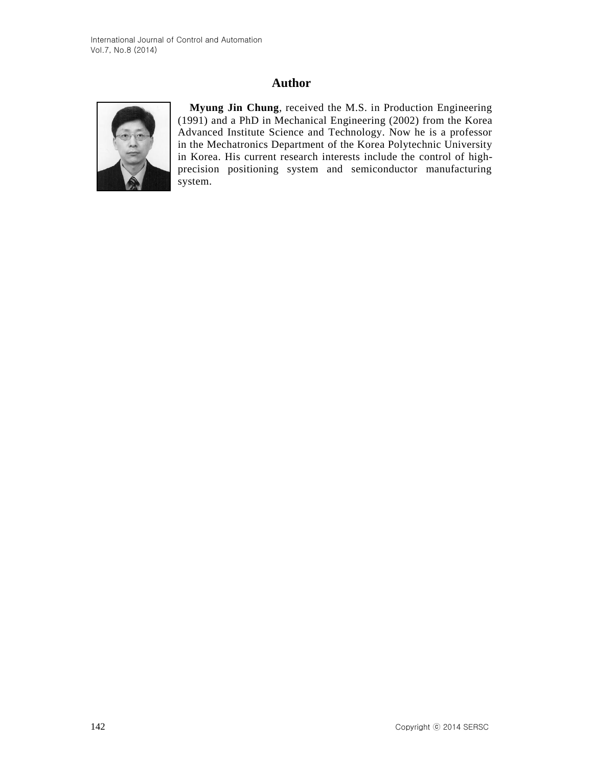# Author

**Myung Jin Chung**, received the M.S. in Production Engineering (1991) and a PhD in Mechanical Engineering (2002) from the Korea Advanced Institute Science and Technology. Now he is a professor in the Mechatronics Department of the Korea Polytechnic University in Korea. His current research interests include the control of high-precision positioning system and semiconductor manufacturing system.